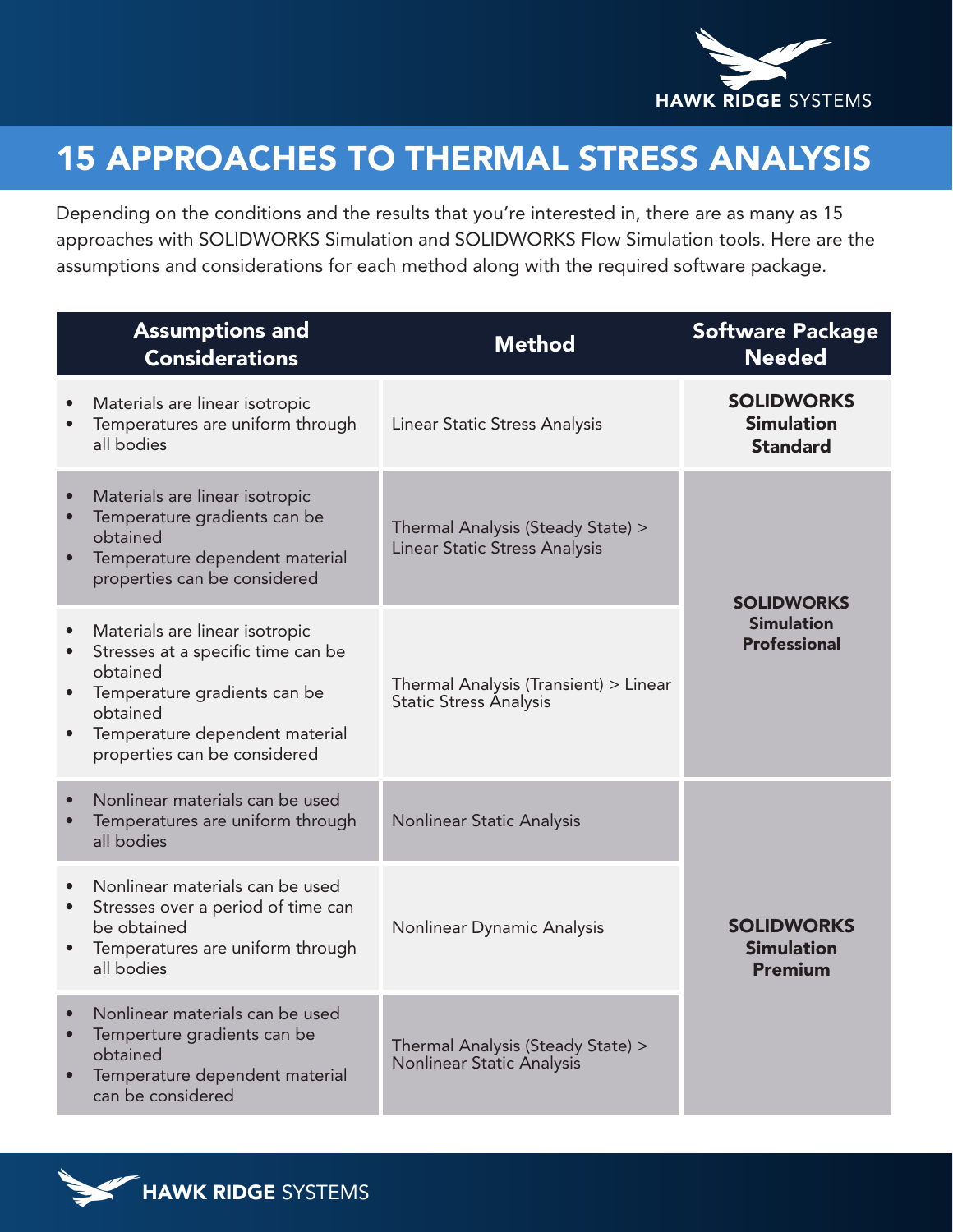# 15 APPROACHES TO THERMAL STRESS ANALYSIS

Depending on the conditions and the results that you're interested in, there are as many as 15 approaches with SOLIDWORKS Simulation and SOLIDWORKS Flow Simulation tools. Here are the assumptions and considerations for each method along with the required software package.

| Assumptions and Considerations | Method | Software Package Needed |
|---|---|---|
| • Materials are linear isotropic<br>• Temperatures are uniform through all bodies | Linear Static Stress Analysis | **SOLIDWORKS Simulation Standard** |
| • Materials are linear isotropic<br>• Temperature gradients can be obtained<br>• Temperature dependent material properties can be considered | Thermal Analysis (Steady State) > Linear Static Stress Analysis | **SOLIDWORKS Simulation Professional** |
| • Materials are linear isotropic<br>• Stresses at a specific time can be obtained<br>• Temperature gradients can be obtained<br>• Temperature dependent material properties can be considered | Thermal Analysis (Transient) > Linear Static Stress Analysis | **SOLIDWORKS Simulation Professional** |
| • Nonlinear materials can be used<br>• Temperatures are uniform through all bodies | Nonlinear Static Analysis | **SOLIDWORKS Simulation Premium** |
| • Nonlinear materials can be used<br>• Stresses over a period of time can be obtained<br>• Temperatures are uniform through all bodies | Nonlinear Dynamic Analysis | **SOLIDWORKS Simulation Premium** |
| • Nonlinear materials can be used<br>• Temperture gradients can be obtained<br>• Temperature dependent material can be considered | Thermal Analysis (Steady State) > Nonlinear Static Analysis | **SOLIDWORKS Simulation Premium** |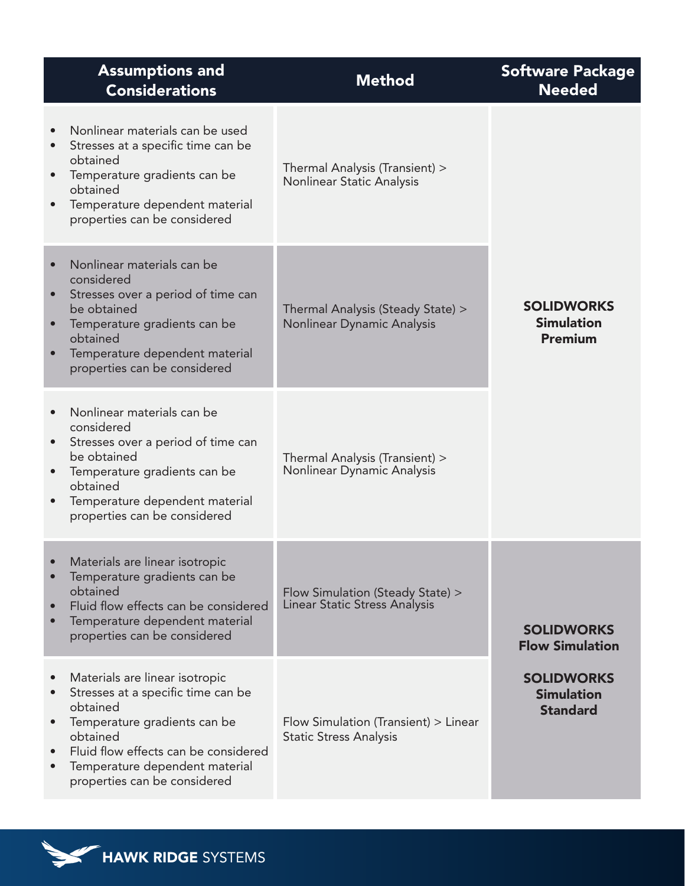| Assumptions and Considerations | Method | Software Package Needed |
|---|---|---|
| • Nonlinear materials can be used<br>• Stresses at a specific time can be obtained<br>• Temperature gradients can be obtained<br>• Temperature dependent material properties can be considered | Thermal Analysis (Transient) > Nonlinear Static Analysis | **SOLIDWORKS Simulation Premium** |
| • Nonlinear materials can be considered<br>• Stresses over a period of time can be obtained<br>• Temperature gradients can be obtained<br>• Temperature dependent material properties can be considered | Thermal Analysis (Steady State) > Nonlinear Dynamic Analysis | |
| • Nonlinear materials can be considered<br>• Stresses over a period of time can be obtained<br>• Temperature gradients can be obtained<br>• Temperature dependent material properties can be considered | Thermal Analysis (Transient) > Nonlinear Dynamic Analysis | |
| • Materials are linear isotropic<br>• Temperature gradients can be obtained<br>• Fluid flow effects can be considered<br>• Temperature dependent material properties can be considered | Flow Simulation (Steady State) > Linear Static Stress Analysis | **SOLIDWORKS Flow Simulation**<br><br>**SOLIDWORKS Simulation Standard** |
| • Materials are linear isotropic<br>• Stresses at a specific time can be obtained<br>• Temperature gradients can be obtained<br>• Fluid flow effects can be considered<br>• Temperature dependent material properties can be considered | Flow Simulation (Transient) > Linear Static Stress Analysis | |

HAWK RIDGE SYSTEMS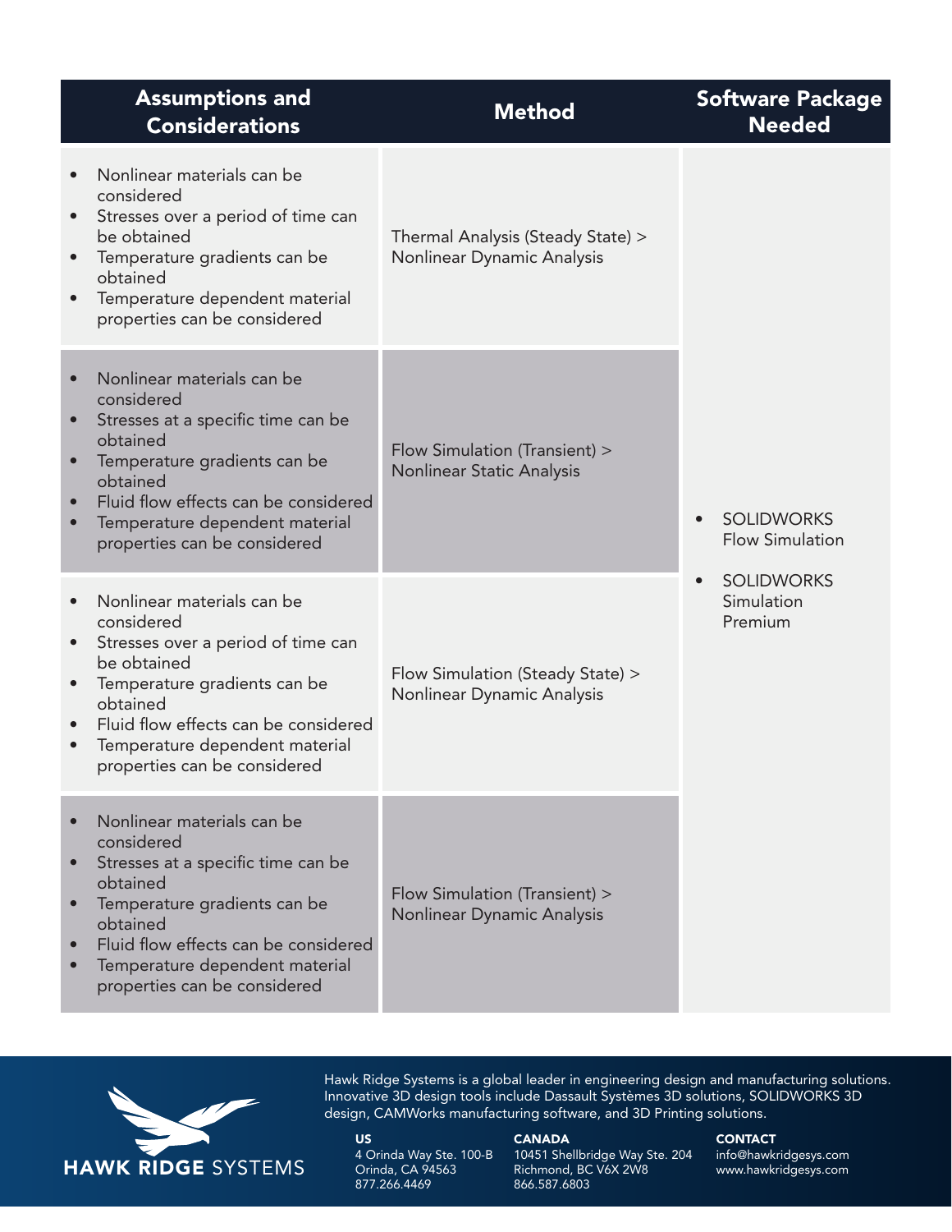| Assumptions and Considerations | Method | Software Package Needed |
|---|---|---|
| • Nonlinear materials can be considered<br>• Stresses over a period of time can be obtained<br>• Temperature gradients can be obtained<br>• Temperature dependent material properties can be considered | Thermal Analysis (Steady State) > Nonlinear Dynamic Analysis | • SOLIDWORKS Flow Simulation<br>• SOLIDWORKS Simulation Premium |
| • Nonlinear materials can be considered<br>• Stresses at a specific time can be obtained<br>• Temperature gradients can be obtained<br>• Fluid flow effects can be considered<br>• Temperature dependent material properties can be considered | Flow Simulation (Transient) > Nonlinear Static Analysis | |
| • Nonlinear materials can be considered<br>• Stresses over a period of time can be obtained<br>• Temperature gradients can be obtained<br>• Fluid flow effects can be considered<br>• Temperature dependent material properties can be considered | Flow Simulation (Steady State) > Nonlinear Dynamic Analysis | |
| • Nonlinear materials can be considered<br>• Stresses at a specific time can be obtained<br>• Temperature gradients can be obtained<br>• Fluid flow effects can be considered<br>• Temperature dependent material properties can be considered | Flow Simulation (Transient) > Nonlinear Dynamic Analysis | |

HAWK RIDGE SYSTEMS

Hawk Ridge Systems is a global leader in engineering design and manufacturing solutions. Innovative 3D design tools include Dassault Systèmes 3D solutions, SOLIDWORKS 3D design, CAMWorks manufacturing software, and 3D Printing solutions.

**US**
4 Orinda Way Ste. 100-B
Orinda, CA 94563
877.266.4469

**CANADA**
10451 Shellbridge Way Ste. 204
Richmond, BC V6X 2W8
866.587.6803

**CONTACT**
info@hawkridgesys.com
www.hawkridgesys.com